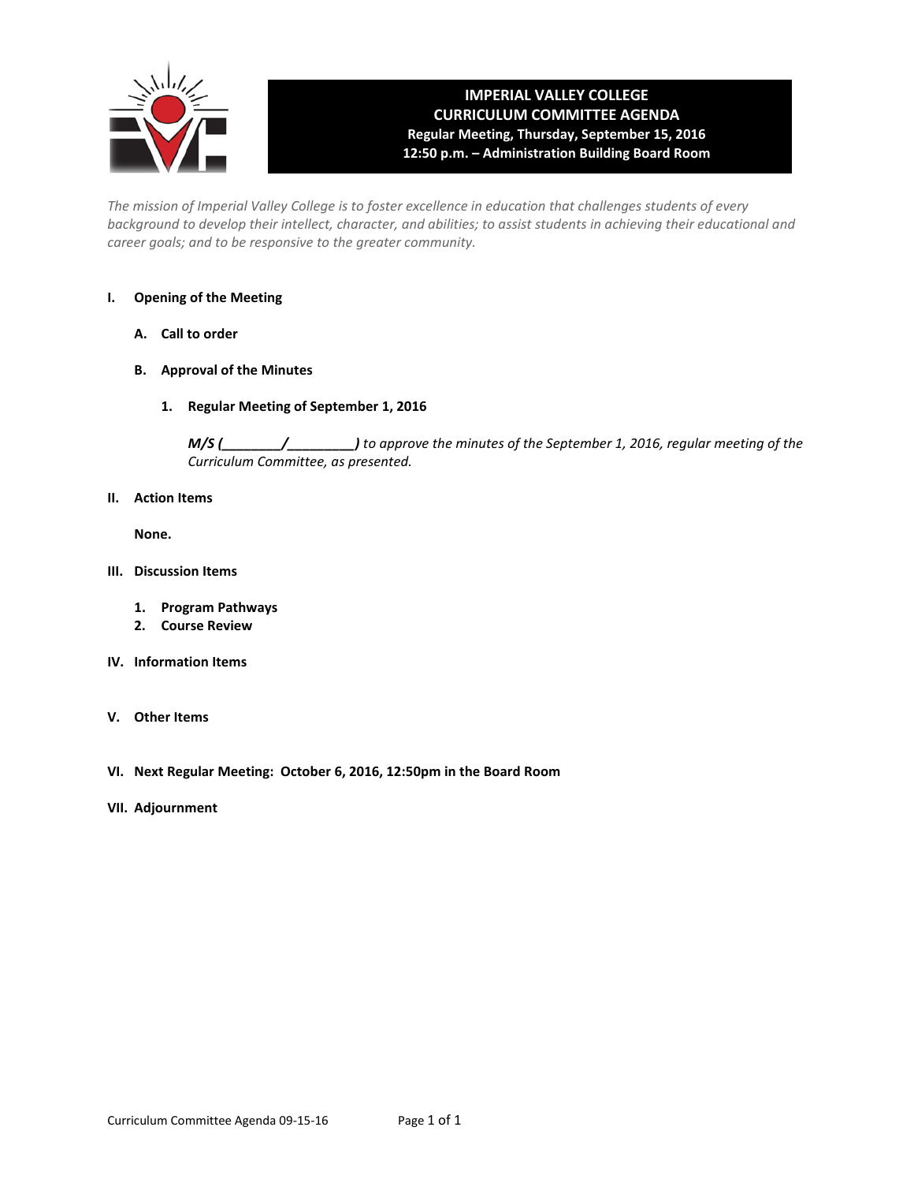# IMPERIAL VALLEY COLLEGE
## CURRICULUM COMMITTEE AGENDA
### Regular Meeting, Thursday, September 15, 2016
### 12:50 p.m. – Administration Building Board Room

*The mission of Imperial Valley College is to foster excellence in education that challenges students of every background to develop their intellect, character, and abilities; to assist students in achieving their educational and career goals; and to be responsive to the greater community.*

**I. Opening of the Meeting**

**A. Call to order**

**B. Approval of the Minutes**

**1. Regular Meeting of September 1, 2016**

***M/S (________/_________)*** *to approve the minutes of the September 1, 2016, regular meeting of the Curriculum Committee, as presented.*

**II. Action Items**

**None.**

**III. Discussion Items**

1. **Program Pathways**
2. **Course Review**

**IV. Information Items**

**V. Other Items**

**VI. Next Regular Meeting: October 6, 2016, 12:50pm in the Board Room**

**VII. Adjournment**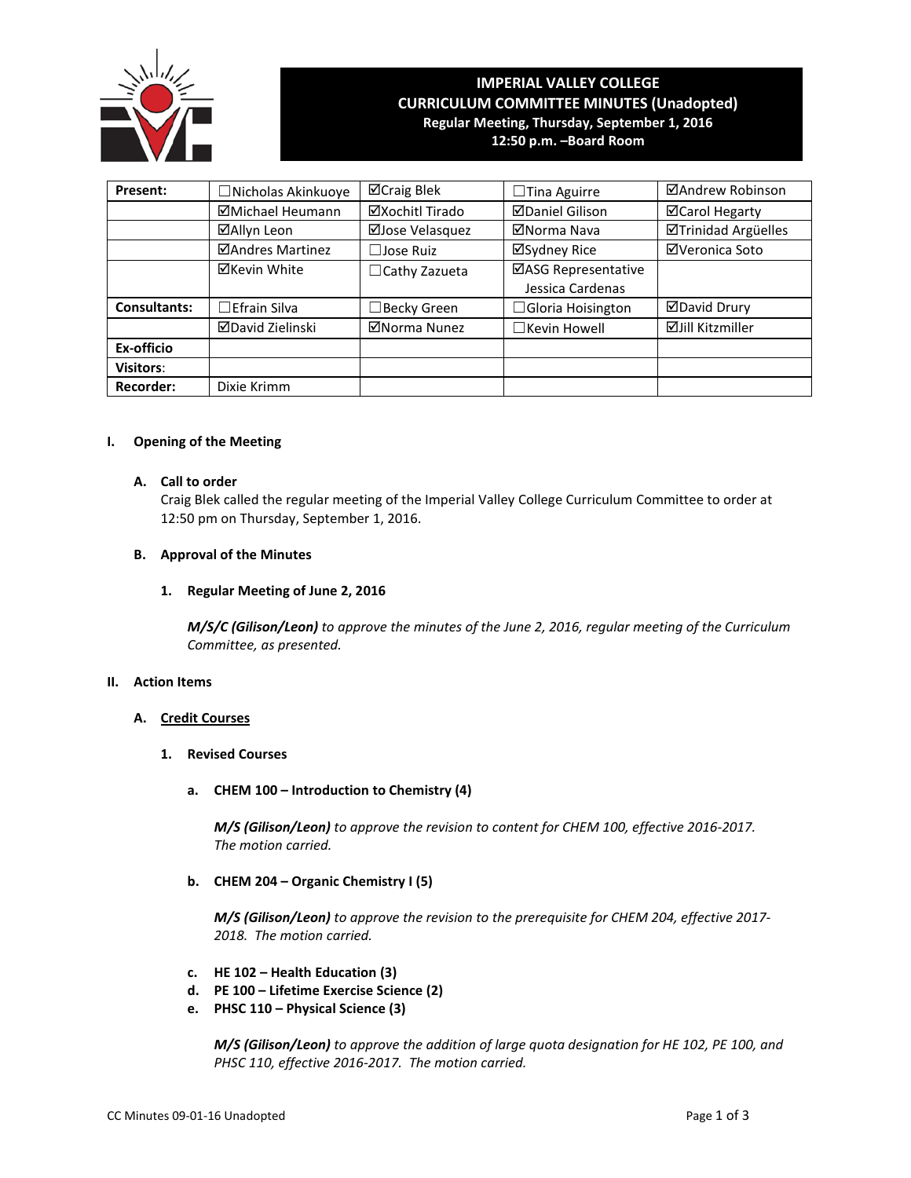# IMPERIAL VALLEY COLLEGE
## CURRICULUM COMMITTEE MINUTES (Unadopted)
### Regular Meeting, Thursday, September 1, 2016
### 12:50 p.m. –Board Room

| | | | | |
|---|---|---|---|---|
| **Present:** | ☐Nicholas Akinkuoye | ☑Craig Blek | ☐Tina Aguirre | ☑Andrew Robinson |
| | ☑Michael Heumann | ☑Xochitl Tirado | ☑Daniel Gilison | ☑Carol Hegarty |
| | ☑Allyn Leon | ☑Jose Velasquez | ☑Norma Nava | ☑Trinidad Argüelles |
| | ☑Andres Martinez | ☐Jose Ruiz | ☑Sydney Rice | ☑Veronica Soto |
| | ☑Kevin White | ☐Cathy Zazueta | ☑ASG Representative Jessica Cardenas | |
| **Consultants:** | ☐Efrain Silva | ☐Becky Green | ☐Gloria Hoisington | ☑David Drury |
| | ☑David Zielinski | ☑Norma Nunez | ☐Kevin Howell | ☑Jill Kitzmiller |
| **Ex-officio** | | | | |
| **Visitors**: | | | | |
| **Recorder:** | Dixie Krimm | | | |

**I. Opening of the Meeting**

**A. Call to order**

Craig Blek called the regular meeting of the Imperial Valley College Curriculum Committee to order at 12:50 pm on Thursday, September 1, 2016.

**B. Approval of the Minutes**

**1. Regular Meeting of June 2, 2016**

***M/S/C (Gilison/Leon)*** *to approve the minutes of the June 2, 2016, regular meeting of the Curriculum Committee, as presented.*

**II. Action Items**

**A. <u>Credit Courses</u>**

**1. Revised Courses**

**a. CHEM 100 – Introduction to Chemistry (4)**

***M/S (Gilison/Leon)*** *to approve the revision to content for CHEM 100, effective 2016-2017. The motion carried.*

**b. CHEM 204 – Organic Chemistry I (5)**

***M/S (Gilison/Leon)*** *to approve the revision to the prerequisite for CHEM 204, effective 2017-2018. The motion carried.*

**c. HE 102 – Health Education (3)**
**d. PE 100 – Lifetime Exercise Science (2)**
**e. PHSC 110 – Physical Science (3)**

***M/S (Gilison/Leon)*** *to approve the addition of large quota designation for HE 102, PE 100, and PHSC 110, effective 2016-2017. The motion carried.*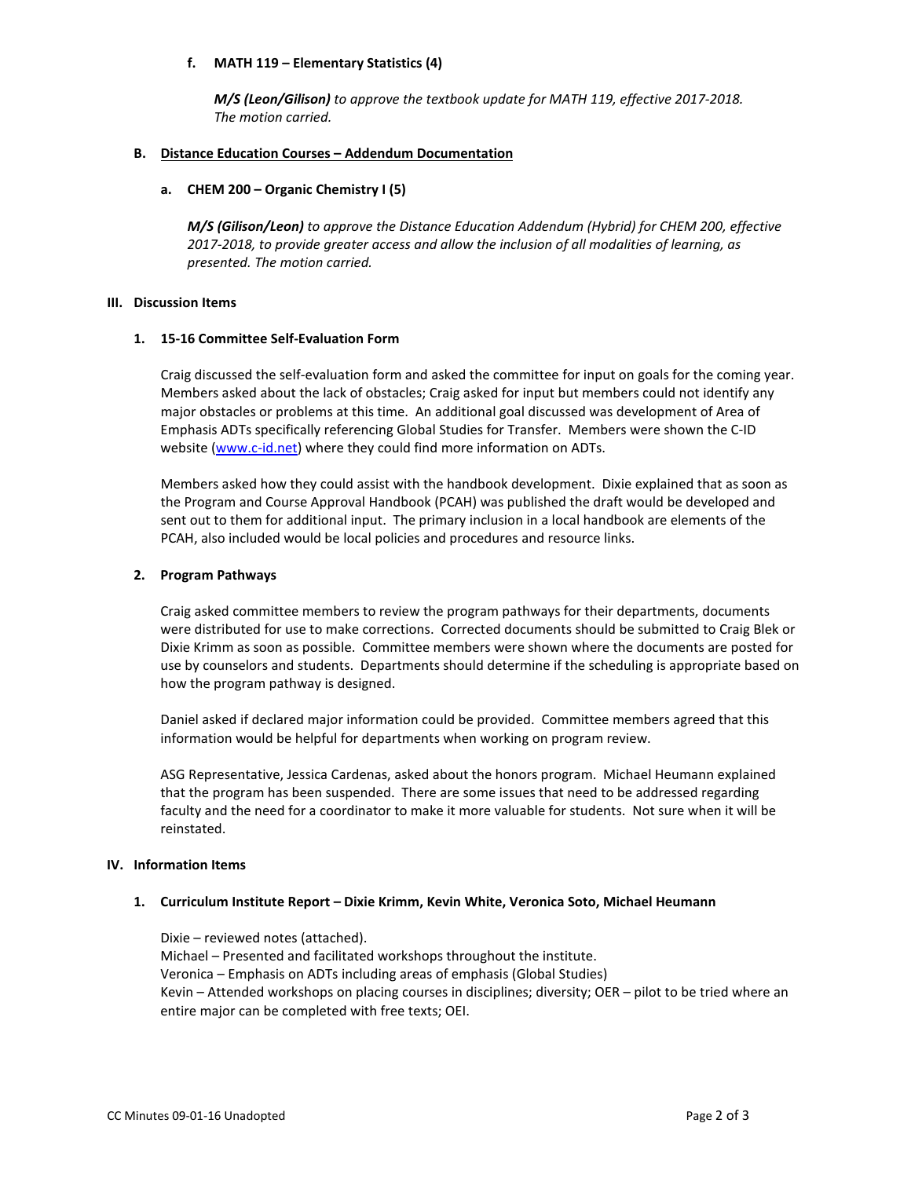**f. MATH 119 – Elementary Statistics (4)**

***M/S (Leon/Gilison)*** *to approve the textbook update for MATH 119, effective 2017-2018. The motion carried.*

**B. <u>Distance Education Courses – Addendum Documentation</u>**

**a. CHEM 200 – Organic Chemistry I (5)**

***M/S (Gilison/Leon)*** *to approve the Distance Education Addendum (Hybrid) for CHEM 200, effective 2017-2018, to provide greater access and allow the inclusion of all modalities of learning, as presented. The motion carried.*

## III. Discussion Items

### 1. 15-16 Committee Self-Evaluation Form

Craig discussed the self-evaluation form and asked the committee for input on goals for the coming year. Members asked about the lack of obstacles; Craig asked for input but members could not identify any major obstacles or problems at this time. An additional goal discussed was development of Area of Emphasis ADTs specifically referencing Global Studies for Transfer. Members were shown the C-ID website (www.c-id.net) where they could find more information on ADTs.

Members asked how they could assist with the handbook development. Dixie explained that as soon as the Program and Course Approval Handbook (PCAH) was published the draft would be developed and sent out to them for additional input. The primary inclusion in a local handbook are elements of the PCAH, also included would be local policies and procedures and resource links.

### 2. Program Pathways

Craig asked committee members to review the program pathways for their departments, documents were distributed for use to make corrections. Corrected documents should be submitted to Craig Blek or Dixie Krimm as soon as possible. Committee members were shown where the documents are posted for use by counselors and students. Departments should determine if the scheduling is appropriate based on how the program pathway is designed.

Daniel asked if declared major information could be provided. Committee members agreed that this information would be helpful for departments when working on program review.

ASG Representative, Jessica Cardenas, asked about the honors program. Michael Heumann explained that the program has been suspended. There are some issues that need to be addressed regarding faculty and the need for a coordinator to make it more valuable for students. Not sure when it will be reinstated.

## IV. Information Items

### 1. Curriculum Institute Report – Dixie Krimm, Kevin White, Veronica Soto, Michael Heumann

Dixie – reviewed notes (attached).
Michael – Presented and facilitated workshops throughout the institute.
Veronica – Emphasis on ADTs including areas of emphasis (Global Studies)
Kevin – Attended workshops on placing courses in disciplines; diversity; OER – pilot to be tried where an entire major can be completed with free texts; OEI.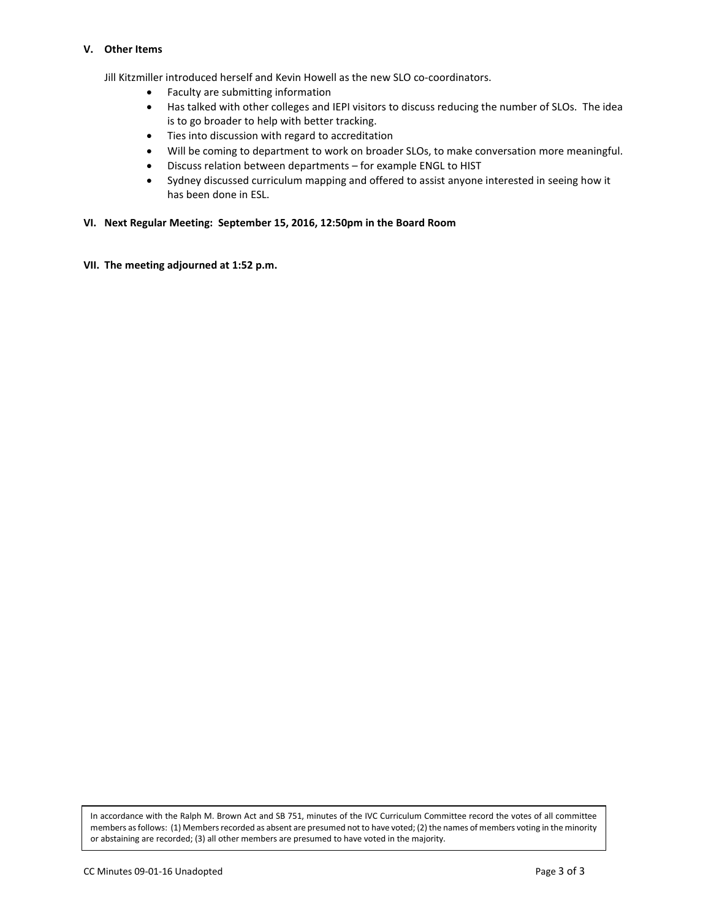## V. Other Items

Jill Kitzmiller introduced herself and Kevin Howell as the new SLO co-coordinators.

- Faculty are submitting information
- Has talked with other colleges and IEPI visitors to discuss reducing the number of SLOs. The idea is to go broader to help with better tracking.
- Ties into discussion with regard to accreditation
- Will be coming to department to work on broader SLOs, to make conversation more meaningful.
- Discuss relation between departments – for example ENGL to HIST
- Sydney discussed curriculum mapping and offered to assist anyone interested in seeing how it has been done in ESL.

## VI. Next Regular Meeting: September 15, 2016, 12:50pm in the Board Room

## VII. The meeting adjourned at 1:52 p.m.

In accordance with the Ralph M. Brown Act and SB 751, minutes of the IVC Curriculum Committee record the votes of all committee members as follows: (1) Members recorded as absent are presumed not to have voted; (2) the names of members voting in the minority or abstaining are recorded; (3) all other members are presumed to have voted in the majority.